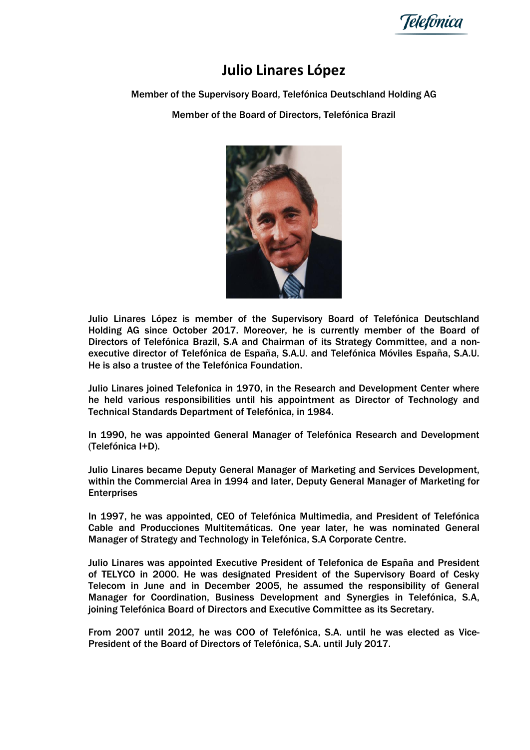# Julio Linares López

Member of the Supervisory Board, Telefónica Deutschland Holding AG

Member of the Board of Directors, Telefónica Brazil

Julio Linares López is member of the Supervisory Board of Telefónica Deutschland Holding AG since October 2017. Moreover, he is currently member of the Board of Directors of Telefónica Brazil, S.A and Chairman of its Strategy Committee, and a non-executive director of Telefónica de España, S.A.U. and Telefónica Móviles España, S.A.U. He is also a trustee of the Telefónica Foundation.

Julio Linares joined Telefonica in 1970, in the Research and Development Center where he held various responsibilities until his appointment as Director of Technology and Technical Standards Department of Telefónica, in 1984.

In 1990, he was appointed General Manager of Telefónica Research and Development (Telefónica I+D).

Julio Linares became Deputy General Manager of Marketing and Services Development, within the Commercial Area in 1994 and later, Deputy General Manager of Marketing for Enterprises

In 1997, he was appointed, CEO of Telefónica Multimedia, and President of Telefónica Cable and Producciones Multitemáticas. One year later, he was nominated General Manager of Strategy and Technology in Telefónica, S.A Corporate Centre.

Julio Linares was appointed Executive President of Telefonica de España and President of TELYCO in 2000. He was designated President of the Supervisory Board of Cesky Telecom in June and in December 2005, he assumed the responsibility of General Manager for Coordination, Business Development and Synergies in Telefónica, S.A, joining Telefónica Board of Directors and Executive Committee as its Secretary.

From 2007 until 2012, he was COO of Telefónica, S.A. until he was elected as Vice-President of the Board of Directors of Telefónica, S.A. until July 2017.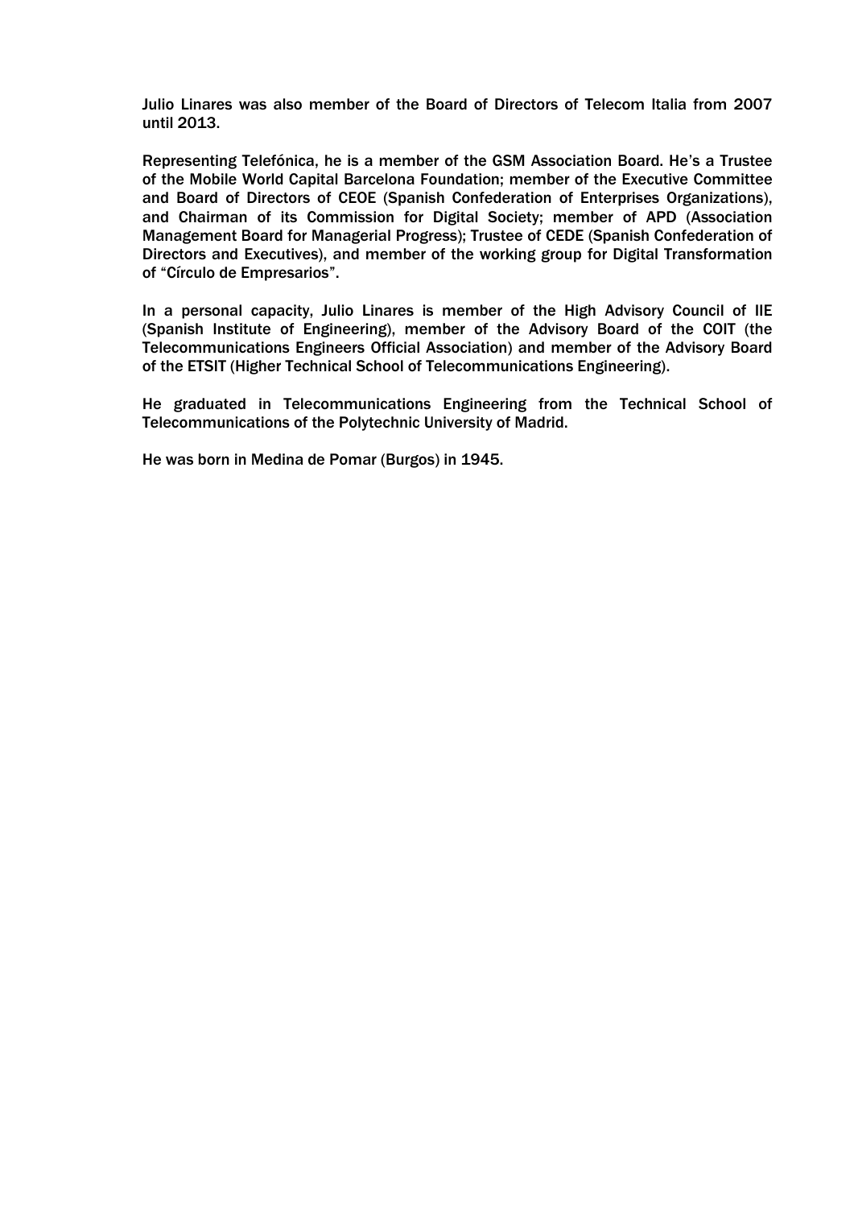Julio Linares was also member of the Board of Directors of Telecom Italia from 2007 until 2013.

Representing Telefónica, he is a member of the GSM Association Board. He's a Trustee of the Mobile World Capital Barcelona Foundation; member of the Executive Committee and Board of Directors of CEOE (Spanish Confederation of Enterprises Organizations), and Chairman of its Commission for Digital Society; member of APD (Association Management Board for Managerial Progress); Trustee of CEDE (Spanish Confederation of Directors and Executives), and member of the working group for Digital Transformation of "Círculo de Empresarios".

In a personal capacity, Julio Linares is member of the High Advisory Council of IIE (Spanish Institute of Engineering), member of the Advisory Board of the COIT (the Telecommunications Engineers Official Association) and member of the Advisory Board of the ETSIT (Higher Technical School of Telecommunications Engineering).

He graduated in Telecommunications Engineering from the Technical School of Telecommunications of the Polytechnic University of Madrid.

He was born in Medina de Pomar (Burgos) in 1945.